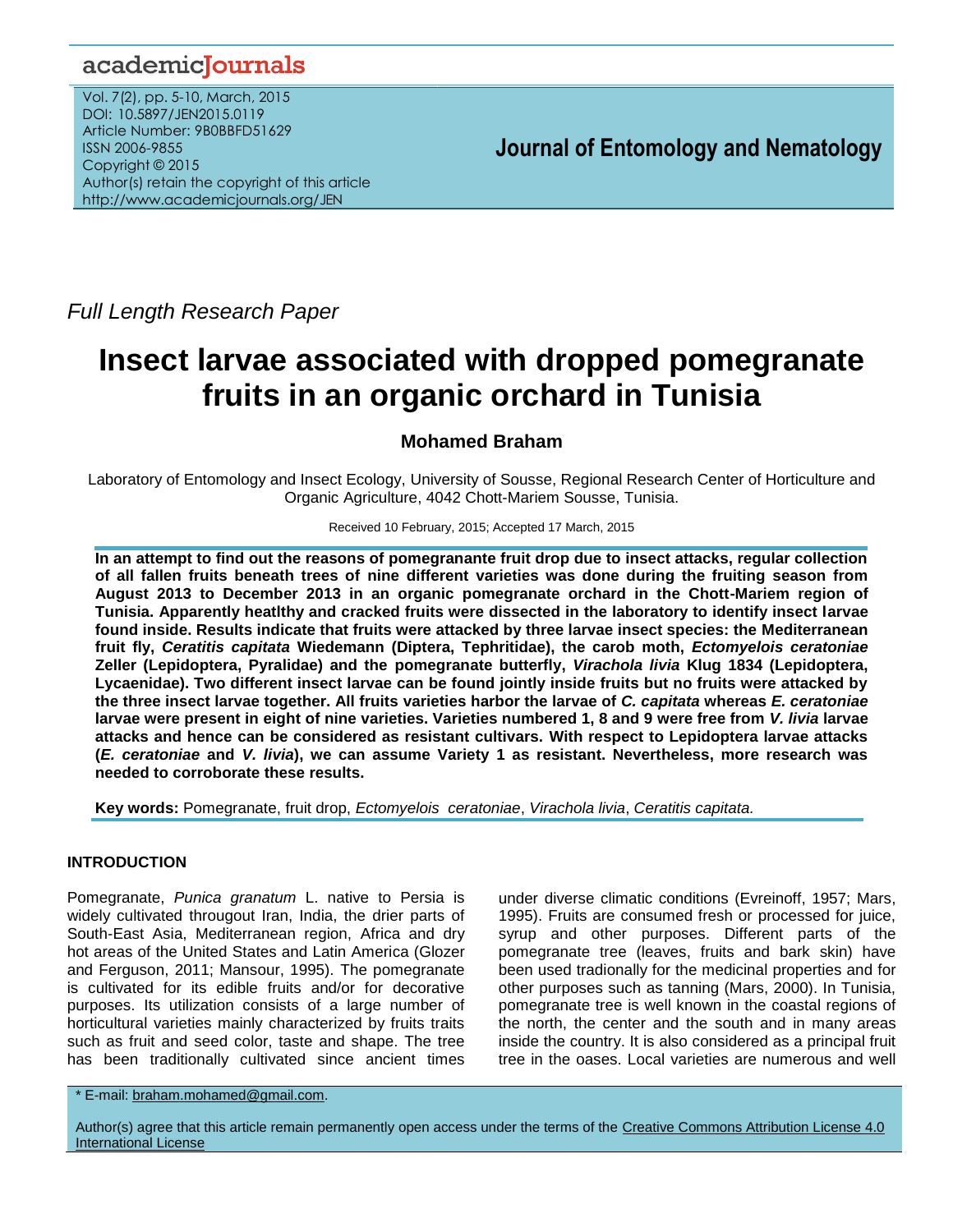*Full Length Research Paper*

# Insect larvae associated with dropped pomegranate fruits in an organic orchard in Tunisia

**Mohamed Braham**

Laboratory of Entomology and Insect Ecology, University of Sousse, Regional Research Center of Horticulture and Organic Agriculture, 4042 Chott-Mariem Sousse, Tunisia.

Received 10 February, 2015; Accepted 17 March, 2015

**In an attempt to find out the reasons of pomegranante fruit drop due to insect attacks, regular collection of all fallen fruits beneath trees of nine different varieties was done during the fruiting season from August 2013 to December 2013 in an organic pomegranate orchard in the Chott-Mariem region of Tunisia. Apparently heatlthy and cracked fruits were dissected in the laboratory to identify insect larvae found inside. Results indicate that fruits were attacked by three larvae insect species: the Mediterranean fruit fly, *Ceratitis capitata* Wiedemann (Diptera, Tephritidae), the carob moth, *Ectomyelois ceratoniae* Zeller (Lepidoptera, Pyralidae) and the pomegranate butterfly, *Virachola livia* Klug 1834 (Lepidoptera, Lycaenidae). Two different insect larvae can be found jointly inside fruits but no fruits were attacked by the three insect larvae together. All fruits varieties harbor the larvae of *C. capitata* whereas *E. ceratoniae* larvae were present in eight of nine varieties. Varieties numbered 1, 8 and 9 were free from *V. livia* larvae attacks and hence can be considered as resistant cultivars. With respect to Lepidoptera larvae attacks (*E. ceratoniae* and *V. livia*), we can assume Variety 1 as resistant. Nevertheless, more research was needed to corroborate these results.**

**Key words:** Pomegranate, fruit drop, *Ectomyelois ceratoniae*, *Virachola livia*, *Ceratitis capitata.*

## INTRODUCTION

Pomegranate, *Punica granatum* L. native to Persia is widely cultivated througout Iran, India, the drier parts of South-East Asia, Mediterranean region, Africa and dry hot areas of the United States and Latin America (Glozer and Ferguson, 2011; Mansour, 1995). The pomegranate is cultivated for its edible fruits and/or for decorative purposes. Its utilization consists of a large number of horticultural varieties mainly characterized by fruits traits such as fruit and seed color, taste and shape. The tree has been traditionally cultivated since ancient times under diverse climatic conditions (Evreinoff, 1957; Mars, 1995). Fruits are consumed fresh or processed for juice, syrup and other purposes. Different parts of the pomegranate tree (leaves, fruits and bark skin) have been used traditionally for the medicinal properties and for other purposes such as tanning (Mars, 2000). In Tunisia, pomegranate tree is well known in the coastal regions of the north, the center and the south and in many areas inside the country. It is also considered as a principal fruit tree in the oases. Local varieties are numerous and well

\* E-mail: braham.mohamed@gmail.com.

Author(s) agree that this article remain permanently open access under the terms of the Creative Commons Attribution License 4.0 International License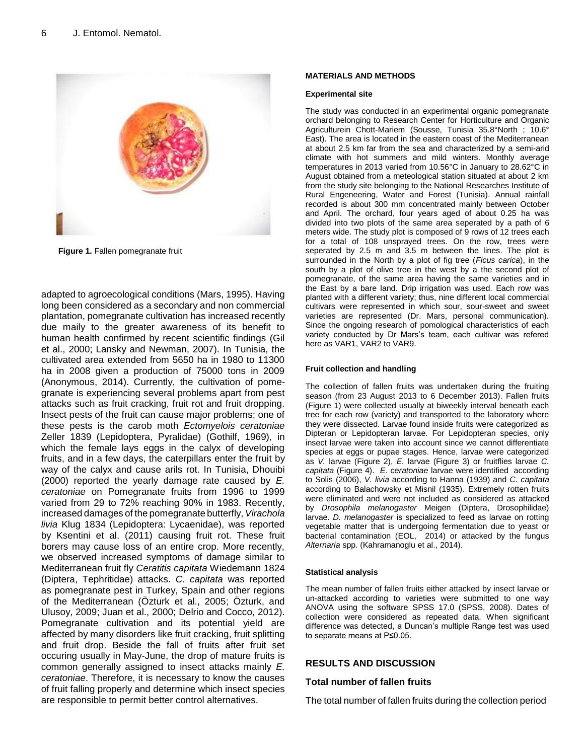Figure 1. Fallen pomegranate fruit

adapted to agroecological conditions (Mars, 1995). Having long been considered as a secondary and non commercial plantation, pomegranate cultivation has increased recently due maily to the greater awareness of its benefit to human health confirmed by recent scientific findings (Gil et al., 2000; Lansky and Newman, 2007). In Tunisia, the cultivated area extended from 5650 ha in 1980 to 11300 ha in 2008 given a production of 75000 tons in 2009 (Anonymous, 2014). Currently, the cultivation of pomegranate is experiencing several problems apart from pest attacks such as fruit cracking, fruit rot and fruit dropping. Insect pests of the fruit can cause major problems; one of these pests is the carob moth *Ectomyelois ceratoniae* Zeller 1839 (Lepidoptera, Pyralidae) (Gothilf, 1969), in which the female lays eggs in the calyx of developing fruits, and in a few days, the caterpillars enter the fruit by way of the calyx and cause arils rot. In Tunisia, Dhouibi (2000) reported the yearly damage rate caused by *E. ceratoniae* on Pomegranate fruits from 1996 to 1999 varied from 29 to 72% reaching 90% in 1983. Recently, increased damages of the pomegranate butterfly, *Virachola livia* Klug 1834 (Lepidoptera: Lycaenidae), was reported by Ksentini et al. (2011) causing fruit rot. These fruit borers may cause loss of an entire crop. More recently, we observed increased symptoms of damage similar to Mediterranean fruit fly *Ceratitis capitata* Wiedemann 1824 (Diptera, Tephritidae) attacks. *C. capitata* was reported as pomegranate pest in Turkey, Spain and other regions of the Mediterranean (Özturk et al., 2005; Özturk, and Ulusoy, 2009; Juan et al., 2000; Delrio and Cocco, 2012). Pomegranate cultivation and its potential yield are affected by many disorders like fruit cracking, fruit splitting and fruit drop. Beside the fall of fruits after fruit set occuring usually in May-June, the drop of mature fruits is common generally assigned to insect attacks mainly *E. ceratoniae*. Therefore, it is necessary to know the causes of fruit falling properly and determine which insect species are responsible to permit better control alternatives.

## MATERIALS AND METHODS

### Experimental site

The study was conducted in an experimental organic pomegranate orchard belonging to Research Center for Horticulture and Organic Agriculturein Chott-Mariem (Sousse, Tunisia 35.8°North ; 10.6° East). The area is located in the eastern coast of the Mediterranean at about 2.5 km far from the sea and characterized by a semi-arid climate with hot summers and mild winters. Monthly average temperatures in 2013 varied from 10.56°C in January to 28.62°C in August obtained from a meteological station situated at about 2 km from the study site belonging to the National Researches Institute of Rural Engeneering, Water and Forest (Tunisia). Annual rainfall recorded is about 300 mm concentrated mainly between October and April. The orchard, four years aged of about 0.25 ha was divided into two plots of the same area seperated by a path of 6 meters wide. The study plot is composed of 9 rows of 12 trees each for a total of 108 unsprayed trees. On the row, trees were seperated by 2.5 m and 3.5 m between the lines. The plot is surrounded in the North by a plot of fig tree (*Ficus carica*), in the south by a plot of olive tree in the west by a the second plot of pomegranate, of the same area having the same varieties and in the East by a bare land. Drip irrigation was used. Each row was planted with a different variety; thus, nine different local commercial cultivars were represented in which sour, sour-sweet and sweet varieties are represented (Dr. Mars, personal communication). Since the ongoing research of pomological characteristics of each variety conducted by Dr Mars's team, each cultivar was refered here as VAR1, VAR2 to VAR9.

### Fruit collection and handling

The collection of fallen fruits was undertaken during the fruiting season (from 23 August 2013 to 6 December 2013). Fallen fruits (Figure 1) were collected usually at biweekly interval beneath each tree for each row (variety) and transported to the laboratory where they were dissected. Larvae found inside fruits were categorized as Dipteran or Lepidopteran larvae. For Lepidopteran species, only insect larvae were taken into account since we cannot differentiate species at eggs or pupae stages. Hence, larvae were categorized as *V.* larvae (Figure 2), *E.* larvae (Figure 3) or fruitflies larvae *C. capitata* (Figure 4). *E. ceratoniae* larvae were identified according to Solis (2006), *V. livia* according to Hanna (1939) and *C. capitata* according to Balachowsky et Misnil (1935). Extremely rotten fruits were eliminated and were not included as considered as attacked by *Drosophila melanogaster* Meigen (Diptera, Drosophilidae) larvae. *D. melanogaster* is specialized to feed as larvae on rotting vegetable matter that is undergoing fermentation due to yeast or bacterial contamination (EOL, 2014) or attacked by the fungus *Alternaria* spp. (Kahramanoglu et al., 2014).

### Statistical analysis

The mean number of fallen fruits either attacked by insect larvae or un-attacked according to varieties were submitted to one way ANOVA using the software SPSS 17.0 (SPSS, 2008). Dates of collection were considered as repeated data. When significant difference was detected, a Duncan's multiple Range test was used to separate means at P≤0.05.

## RESULTS AND DISCUSSION

### Total number of fallen fruits

The total number of fallen fruits during the collection period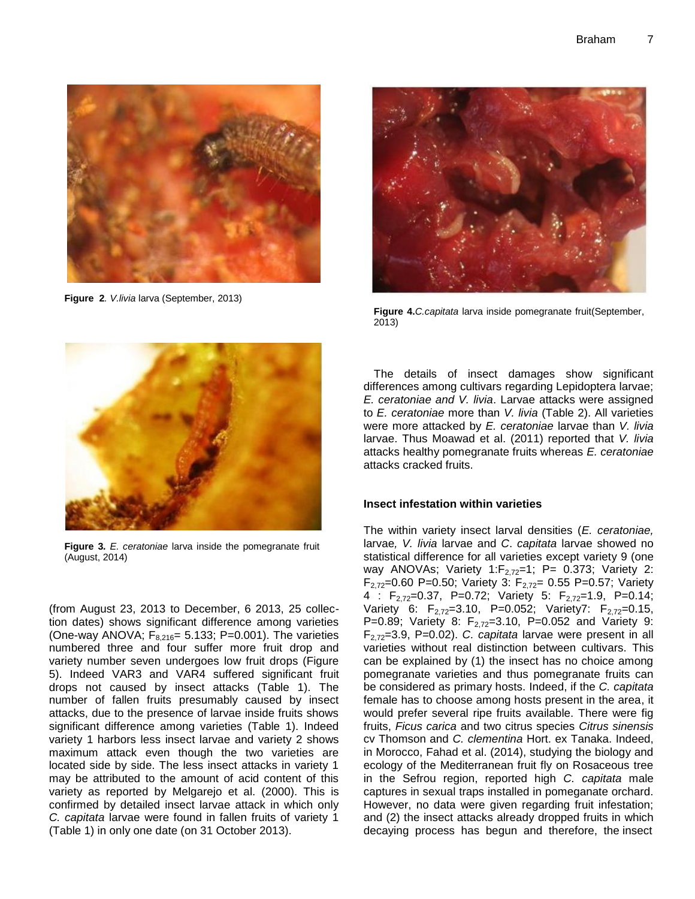Figure 2. *V.livia* larva (September, 2013)

Figure 4. *C.capitata* larva inside pomegranate fruit(September, 2013)

Figure 3. *E. ceratoniae* larva inside the pomegranate fruit (August, 2014)

(from August 23, 2013 to December, 6 2013, 25 collection dates) shows significant difference among varieties (One-way ANOVA; $F_{8,216}$= 5.133; P=0.001). The varieties numbered three and four suffer more fruit drop and variety number seven undergoes low fruit drops (Figure 5). Indeed VAR3 and VAR4 suffered significant fruit drops not caused by insect attacks (Table 1). The number of fallen fruits presumably caused by insect attacks, due to the presence of larvae inside fruits shows significant difference among varieties (Table 1). Indeed variety 1 harbors less insect larvae and variety 2 shows maximum attack even though the two varieties are located side by side. The less insect attacks in variety 1 may be attributed to the amount of acid content of this variety as reported by Melgarejo et al. (2000). This is confirmed by detailed insect larvae attack in which only *C. capitata* larvae were found in fallen fruits of variety 1 (Table 1) in only one date (on 31 October 2013).

The details of insect damages show significant differences among cultivars regarding Lepidoptera larvae; *E. ceratoniae and V. livia*. Larvae attacks were assigned to *E. ceratoniae* more than *V. livia* (Table 2). All varieties were more attacked by *E. ceratoniae* larvae than *V. livia* larvae. Thus Moawad et al. (2011) reported that *V. livia* attacks healthy pomegranate fruits whereas *E. ceratoniae* attacks cracked fruits.

**Insect infestation within varieties**

The within variety insect larval densities (*E. ceratoniae,* larvae*, V. livia* larvae and *C*. *capitata* larvae showed no statistical difference for all varieties except variety 9 (one way ANOVAs; Variety 1:$F_{2,72}$=1; P= 0.373; Variety 2: $F_{2,72}$=0.60 P=0.50; Variety 3: $F_{2,72}$= 0.55 P=0.57; Variety 4 : $F_{2,72}$=0.37, P=0.72; Variety 5: $F_{2,72}$=1.9, P=0.14; Variety 6: $F_{2,72}$=3.10, P=0.052; Variety7: $F_{2,72}$=0.15, P=0.89; Variety 8: $F_{2,72}$=3.10, P=0.052 and Variety 9: $F_{2,72}$=3.9, P=0.02). *C. capitata* larvae were present in all varieties without real distinction between cultivars. This can be explained by (1) the insect has no choice among pomegranate varieties and thus pomegranate fruits can be considered as primary hosts. Indeed, if the *C. capitata* female has to choose among hosts present in the area, it would prefer several ripe fruits available. There were fig fruits, *Ficus carica* and two citrus species *Citrus sinensis* cv Thomson and *C. clementina* Hort. ex Tanaka. Indeed, in Morocco, Fahad et al. (2014), studying the biology and ecology of the Mediterranean fruit fly on Rosaceous tree in the Sefrou region, reported high *C. capitata* male captures in sexual traps installed in pomegranate orchard. However, no data were given regarding fruit infestation; and (2) the insect attacks already dropped fruits in which decaying process has begun and therefore, the insect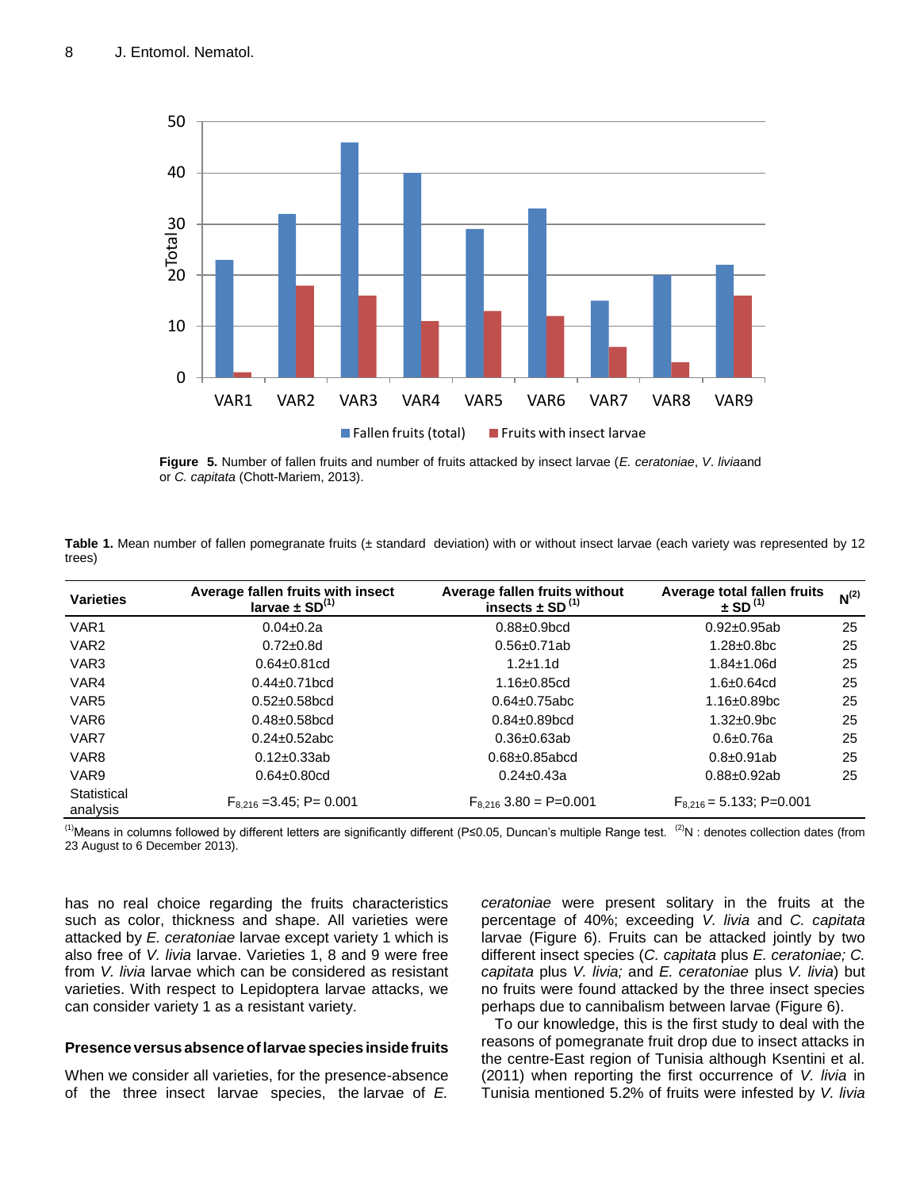**Figure 5.** Number of fallen fruits and number of fruits attacked by insect larvae (*E. ceratoniae*, *V. livia*and or *C. capitata* (Chott-Mariem, 2013).

**Table 1.** Mean number of fallen pomegranate fruits (± standard deviation) with or without insect larvae (each variety was represented by 12 trees)

| Varieties | Average fallen fruits with insect larvae ± SD[1] | Average fallen fruits without insects ± SD [1] | Average total fallen fruits ± SD [1] | N[2] |
|---|---|---|---|---|
| VAR1 | 0.04±0.2a | 0.88±0.9bcd | 0.92±0.95ab | 25 |
| VAR2 | 0.72±0.8d | 0.56±0.71ab | 1.28±0.8bc | 25 |
| VAR3 | 0.64±0.81cd | 1.2±1.1d | 1.84±1.06d | 25 |
| VAR4 | 0.44±0.71bcd | 1.16±0.85cd | 1.6±0.64cd | 25 |
| VAR5 | 0.52±0.58bcd | 0.64±0.75abc | 1.16±0.89bc | 25 |
| VAR6 | 0.48±0.58bcd | 0.84±0.89bcd | 1.32±0.9bc | 25 |
| VAR7 | 0.24±0.52abc | 0.36±0.63ab | 0.6±0.76a | 25 |
| VAR8 | 0.12±0.33ab | 0.68±0.85abcd | 0.8±0.91ab | 25 |
| VAR9 | 0.64±0.80cd | 0.24±0.43a | 0.88±0.92ab | 25 |
| Statistical analysis | $F_{8,216}$ =3.45; P= 0.001 | $F_{8,216}$ 3.80 = P=0.001 | $F_{8,216}$ = 5.133; P=0.001 | |

[1]Means in columns followed by different letters are significantly different (P≤0.05, Duncan's multiple Range test. [2]N : denotes collection dates (from 23 August to 6 December 2013).

has no real choice regarding the fruits characteristics such as color, thickness and shape. All varieties were attacked by *E. ceratoniae* larvae except variety 1 which is also free of *V. livia* larvae. Varieties 1, 8 and 9 were free from *V. livia* larvae which can be considered as resistant varieties. With respect to Lepidoptera larvae attacks, we can consider variety 1 as a resistant variety.

**Presence versus absence of larvae species inside fruits**

When we consider all varieties, for the presence-absence of the three insect larvae species, the larvae of *E. ceratoniae* were present solitary in the fruits at the percentage of 40%; exceeding *V. livia* and *C. capitata* larvae (Figure 6). Fruits can be attacked jointly by two different insect species (*C. capitata* plus *E. ceratoniae; C. capitata* plus *V. livia;* and *E. ceratoniae* plus *V. livia*) but no fruits were found attacked by the three insect species perhaps due to cannibalism between larvae (Figure 6).

To our knowledge, this is the first study to deal with the reasons of pomegranate fruit drop due to insect attacks in the centre-East region of Tunisia although Ksentini et al. (2011) when reporting the first occurrence of *V. livia* in Tunisia mentioned 5.2% of fruits were infested by *V. livia*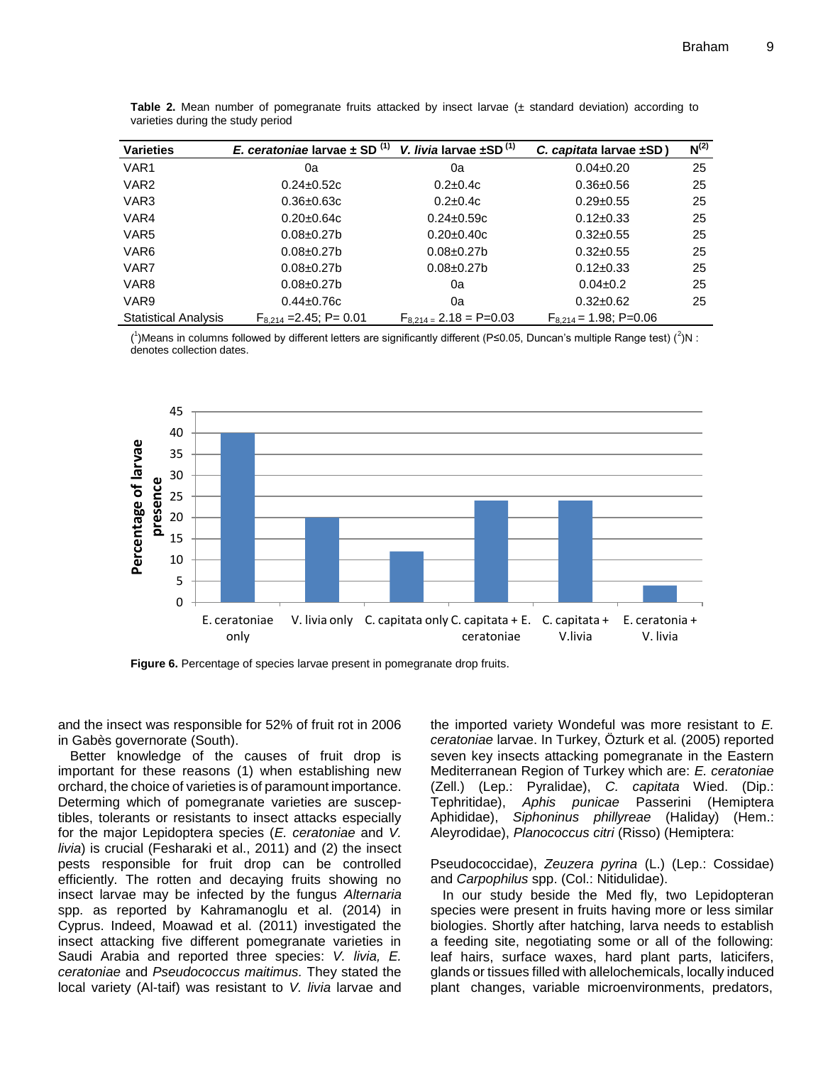**Table 2.** Mean number of pomegranate fruits attacked by insect larvae (± standard deviation) according to varieties during the study period

| Varieties | *E. ceratoniae* larvae ± SD [1] | *V. livia* larvae ±SD [1] | *C. capitata* larvae ±SD ) | N[2] |
|---|---|---|---|---|
| VAR1 | 0a | 0a | 0.04±0.20 | 25 |
| VAR2 | 0.24±0.52c | 0.2±0.4c | 0.36±0.56 | 25 |
| VAR3 | 0.36±0.63c | 0.2±0.4c | 0.29±0.55 | 25 |
| VAR4 | 0.20±0.64c | 0.24±0.59c | 0.12±0.33 | 25 |
| VAR5 | 0.08±0.27b | 0.20±0.40c | 0.32±0.55 | 25 |
| VAR6 | 0.08±0.27b | 0.08±0.27b | 0.32±0.55 | 25 |
| VAR7 | 0.08±0.27b | 0.08±0.27b | 0.12±0.33 | 25 |
| VAR8 | 0.08±0.27b | 0a | 0.04±0.2 | 25 |
| VAR9 | 0.44±0.76c | 0a | 0.32±0.62 | 25 |
| Statistical Analysis | $F_{8,214}$ =2.45; P= 0.01 | $F_{8,214}$ = 2.18 = P=0.03 | $F_{8,214}$ = 1.98; P=0.06 | |

([1])Means in columns followed by different letters are significantly different (P≤0.05, Duncan's multiple Range test) ([2])N : denotes collection dates.

**Figure 6.** Percentage of species larvae present in pomegranate drop fruits.

and the insect was responsible for 52% of fruit rot in 2006 in Gabès governorate (South).

Better knowledge of the causes of fruit drop is important for these reasons (1) when establishing new orchard, the choice of varieties is of paramount importance. Determing which of pomegranate varieties are susceptibles, tolerants or resistants to insect attacks especially for the major Lepidoptera species (*E. ceratoniae* and *V. livia*) is crucial (Fesharaki et al., 2011) and (2) the insect pests responsible for fruit drop can be controlled efficiently. The rotten and decaying fruits showing no insect larvae may be infected by the fungus *Alternaria* spp. as reported by Kahramanoglu et al. (2014) in Cyprus. Indeed, Moawad et al. (2011) investigated the insect attacking five different pomegranate varieties in Saudi Arabia and reported three species: *V. livia, E. ceratoniae* and *Pseudococcus maitimus.* They stated the local variety (Al-taif) was resistant to *V. livia* larvae and the imported variety Wondeful was more resistant to *E. ceratoniae* larvae. In Turkey, Özturk et al*.* (2005) reported seven key insects attacking pomegranate in the Eastern Mediterranean Region of Turkey which are: *E. ceratoniae* (Zell.) (Lep.: Pyralidae), *C. capitata* Wied. (Dip.: Tephritidae), *Aphis punicae* Passerini (Hemiptera Aphididae), *Siphoninus phillyreae* (Haliday) (Hem.: Aleyrodidae), *Planococcus citri* (Risso) (Hemiptera: Pseudococcidae), *Zeuzera pyrina* (L.) (Lep.: Cossidae) and *Carpophilus* spp. (Col.: Nitidulidae).

In our study beside the Med fly, two Lepidopteran species were present in fruits having more or less similar biologies. Shortly after hatching, larva needs to establish a feeding site, negotiating some or all of the following: leaf hairs, surface waxes, hard plant parts, laticifers, glands or tissues filled with allelochemicals, locally induced plant changes, variable microenvironments, predators,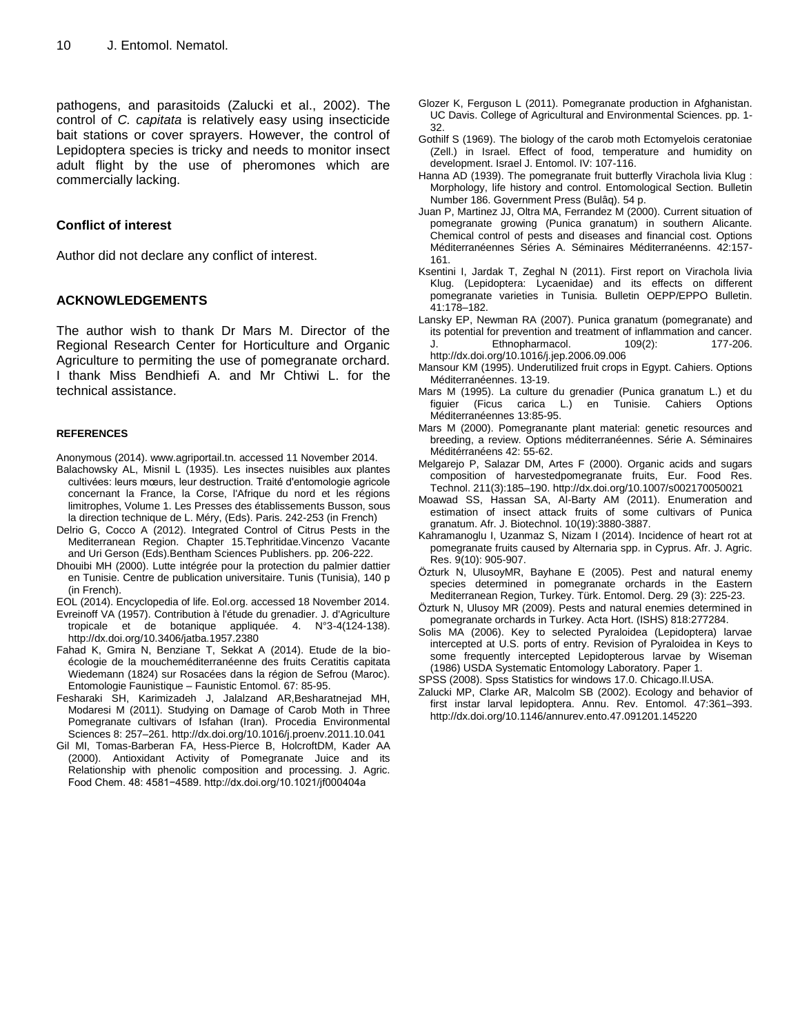pathogens, and parasitoids (Zalucki et al., 2002). The control of *C. capitata* is relatively easy using insecticide bait stations or cover sprayers. However, the control of Lepidoptera species is tricky and needs to monitor insect adult flight by the use of pheromones which are commercially lacking.

## Conflict of interest

Author did not declare any conflict of interest.

## ACKNOWLEDGEMENTS

The author wish to thank Dr Mars M. Director of the Regional Research Center for Horticulture and Organic Agriculture to permiting the use of pomegranate orchard. I thank Miss Bendhiefi A. and Mr Chtiwi L. for the technical assistance.

## REFERENCES

Anonymous (2014). www.agriportail.tn. accessed 11 November 2014.

Balachowsky AL, Misnil L (1935). Les insectes nuisibles aux plantes cultivées: leurs mœurs, leur destruction. Traité d'entomologie agricole concernant la France, la Corse, l'Afrique du nord et les régions limitrophes, Volume 1. Les Presses des établissements Busson, sous la direction technique de L. Méry, (Eds). Paris. 242-253 (in French)

Delrio G, Cocco A (2012). Integrated Control of Citrus Pests in the Mediterranean Region. Chapter 15.Tephritidae.Vincenzo Vacante and Uri Gerson (Eds).Bentham Sciences Publishers. pp. 206-222.

Dhouibi MH (2000). Lutte intégrée pour la protection du palmier dattier en Tunisie. Centre de publication universitaire. Tunis (Tunisia), 140 p (in French).

EOL (2014). Encyclopedia of life. Eol.org. accessed 18 November 2014.

Evreinoff VA (1957). Contribution à l'étude du grenadier. J. d'Agriculture tropicale et de botanique appliquée. 4. N°3-4(124-138). http://dx.doi.org/10.3406/jatba.1957.2380

Fahad K, Gmira N, Benziane T, Sekkat A (2014). Etude de la bio-écologie de la mouche méditerranéenne des fruits Ceratitis capitata Wiedemann (1824) sur Rosacées dans la région de Sefrou (Maroc). Entomologie Faunistique – Faunistic Entomol. 67: 85-95.

Fesharaki SH, Karimizadeh J, Jalalzand AR,Besharatnejad MH, Modaresi M (2011). Studying on Damage of Carob Moth in Three Pomegranate cultivars of Isfahan (Iran). Procedia Environmental Sciences 8: 257–261. http://dx.doi.org/10.1016/j.proenv.2011.10.041

Gil MI, Tomas-Barberan FA, Hess-Pierce B, HolcroftDM, Kader AA (2000). Antioxidant Activity of Pomegranate Juice and its Relationship with phenolic composition and processing. J. Agric. Food Chem. 48: 4581−4589. http://dx.doi.org/10.1021/jf000404a

Glozer K, Ferguson L (2011). Pomegranate production in Afghanistan. UC Davis. College of Agricultural and Environmental Sciences. pp. 1-32.

Gothilf S (1969). The biology of the carob moth Ectomyelois ceratoniae (Zell.) in Israel. Effect of food, temperature and humidity on development. Israel J. Entomol. IV: 107-116.

Hanna AD (1939). The pomegranate fruit butterfly Virachola livia Klug : Morphology, life history and control. Entomological Section. Bulletin Number 186. Government Press (Bulâq). 54 p.

Juan P, Martinez JJ, Oltra MA, Ferrandez M (2000). Current situation of pomegranate growing (Punica granatum) in southern Alicante. Chemical control of pests and diseases and financial cost. Options Méditerranéennes Séries A. Séminaires Méditerranéenns. 42:157-161.

Ksentini I, Jardak T, Zeghal N (2011). First report on Virachola livia Klug. (Lepidoptera: Lycaenidae) and its effects on different pomegranate varieties in Tunisia. Bulletin OEPP/EPPO Bulletin. 41:178–182.

Lansky EP, Newman RA (2007). Punica granatum (pomegranate) and its potential for prevention and treatment of inflammation and cancer. J. Ethnopharmacol. 109(2): 177-206. http://dx.doi.org/10.1016/j.jep.2006.09.006

Mansour KM (1995). Underutilized fruit crops in Egypt. Cahiers. Options Méditerranéennes. 13-19.

Mars M (1995). La culture du grenadier (Punica granatum L.) et du figuier (Ficus carica L.) en Tunisie. Cahiers Options Méditerranéennes 13:85-95.

Mars M (2000). Pomegranate plant material: genetic resources and breeding, a review. Options méditerranéennes. Série A. Séminaires Méditérranéens 42: 55-62.

Melgarejo P, Salazar DM, Artes F (2000). Organic acids and sugars composition of harvestedpomegranate fruits, Eur. Food Res. Technol. 211(3):185–190. http://dx.doi.org/10.1007/s002170050021

Moawad SS, Hassan SA, Al-Barty AM (2011). Enumeration and estimation of insect attack fruits of some cultivars of Punica granatum. Afr. J. Biotechnol. 10(19):3880-3887.

Kahramanoglu I, Uzanmaz S, Nizam I (2014). Incidence of heart rot at pomegranate fruits caused by Alternaria spp. in Cyprus. Afr. J. Agric. Res. 9(10): 905-907.

Özturk N, UlusoyMR, Bayhane E (2005). Pest and natural enemy species determined in pomegranate orchards in the Eastern Mediterranean Region, Turkey. Türk. Entomol. Derg. 29 (3): 225-23.

Özturk N, Ulusoy MR (2009). Pests and natural enemies determined in pomegranate orchards in Turkey. Acta Hort. (ISHS) 818:277284.

Solis MA (2006). Key to selected Pyraloidea (Lepidoptera) larvae intercepted at U.S. ports of entry. Revision of Pyraloidea in Keys to some frequently intercepted Lepidopterous larvae by Wiseman (1986) USDA Systematic Entomology Laboratory. Paper 1.

SPSS (2008). Spss Statistics for windows 17.0. Chicago.Il.USA.

Zalucki MP, Clarke AR, Malcolm SB (2002). Ecology and behavior of first instar larval lepidoptera. Annu. Rev. Entomol. 47:361–393. http://dx.doi.org/10.1146/annurev.ento.47.091201.145220